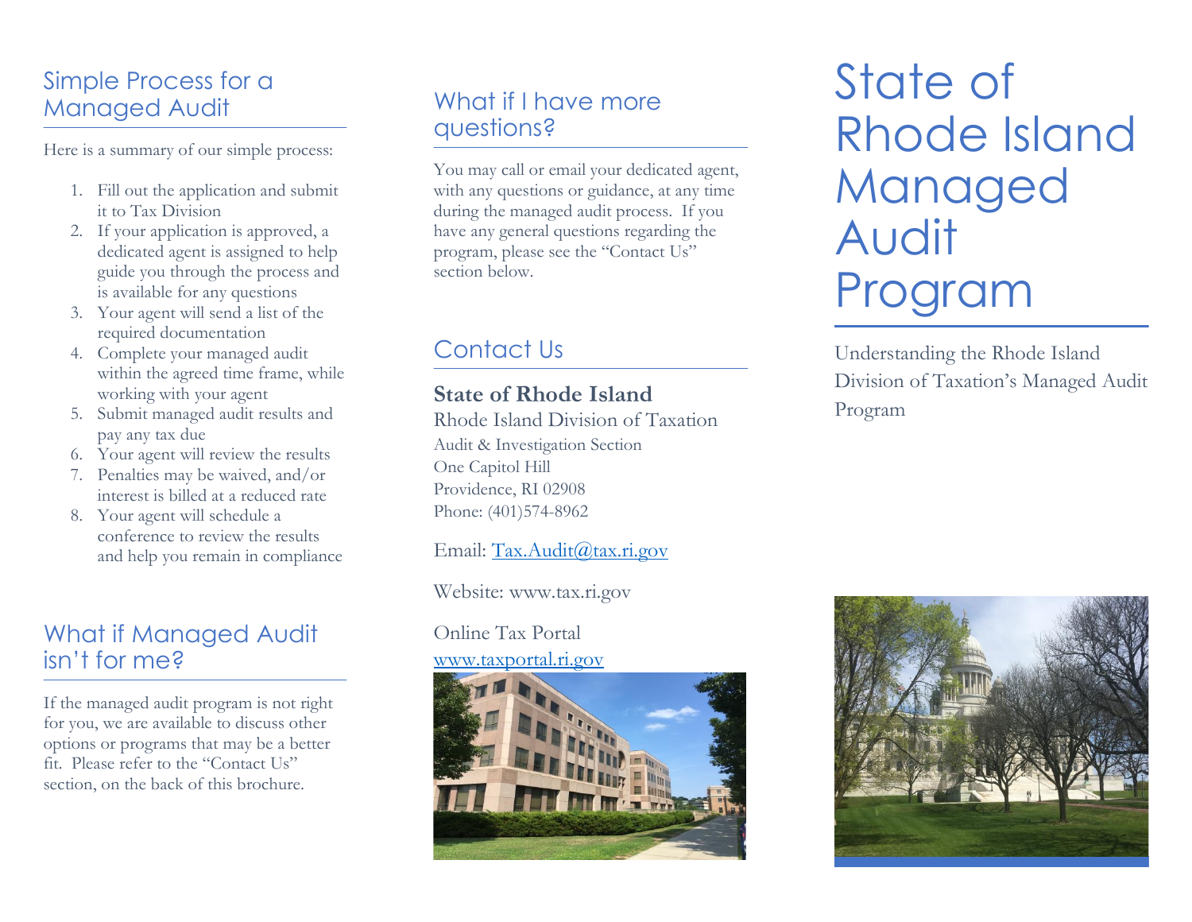## Simple Process for a Managed Audit

Here is a summary of our simple process:

1. Fill out the application and submit it to Tax Division
2. If your application is approved, a dedicated agent is assigned to help guide you through the process and is available for any questions
3. Your agent will send a list of the required documentation
4. Complete your managed audit within the agreed time frame, while working with your agent
5. Submit managed audit results and pay any tax due
6. Your agent will review the results
7. Penalties may be waived, and/or interest is billed at a reduced rate
8. Your agent will schedule a conference to review the results and help you remain in compliance

## What if Managed Audit isn't for me?

If the managed audit program is not right for you, we are available to discuss other options or programs that may be a better fit. Please refer to the "Contact Us" section, on the back of this brochure.

## What if I have more questions?

You may call or email your dedicated agent, with any questions or guidance, at any time during the managed audit process. If you have any general questions regarding the program, please see the "Contact Us" section below.

## Contact Us

**State of Rhode Island**

Rhode Island Division of Taxation

Audit & Investigation Section
One Capitol Hill
Providence, RI 02908
Phone: (401)574-8962

Email: Tax.Audit@tax.ri.gov

Website: www.tax.ri.gov

Online Tax Portal
www.taxportal.ri.gov

# State of Rhode Island Managed Audit Program

Understanding the Rhode Island Division of Taxation's Managed Audit Program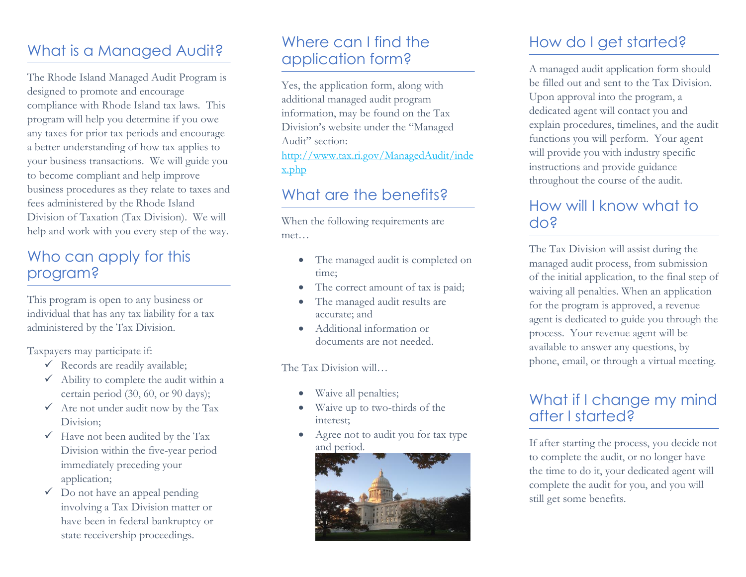## What is a Managed Audit?

The Rhode Island Managed Audit Program is designed to promote and encourage compliance with Rhode Island tax laws. This program will help you determine if you owe any taxes for prior tax periods and encourage a better understanding of how tax applies to your business transactions. We will guide you to become compliant and help improve business procedures as they relate to taxes and fees administered by the Rhode Island Division of Taxation (Tax Division). We will help and work with you every step of the way.

## Who can apply for this program?

This program is open to any business or individual that has any tax liability for a tax administered by the Tax Division.

Taxpayers may participate if:

- ✓ Records are readily available;
- ✓ Ability to complete the audit within a certain period (30, 60, or 90 days);
- ✓ Are not under audit now by the Tax Division;
- ✓ Have not been audited by the Tax Division within the five-year period immediately preceding your application;
- ✓ Do not have an appeal pending involving a Tax Division matter or have been in federal bankruptcy or state receivership proceedings.

## Where can I find the application form?

Yes, the application form, along with additional managed audit program information, may be found on the Tax Division's website under the "Managed Audit" section: [http://www.tax.ri.gov/ManagedAudit/index.php](http://www.tax.ri.gov/ManagedAudit/index.php)

## What are the benefits?

When the following requirements are met…

- The managed audit is completed on time;
- The correct amount of tax is paid;
- The managed audit results are accurate; and
- Additional information or documents are not needed.

The Tax Division will…

- Waive all penalties;
- Waive up to two-thirds of the interest;
- Agree not to audit you for tax type and period.

## How do I get started?

A managed audit application form should be filled out and sent to the Tax Division. Upon approval into the program, a dedicated agent will contact you and explain procedures, timelines, and the audit functions you will perform. Your agent will provide you with industry specific instructions and provide guidance throughout the course of the audit.

## How will I know what to do?

The Tax Division will assist during the managed audit process, from submission of the initial application, to the final step of waiving all penalties. When an application for the program is approved, a revenue agent is dedicated to guide you through the process. Your revenue agent will be available to answer any questions, by phone, email, or through a virtual meeting.

## What if I change my mind after I started?

If after starting the process, you decide not to complete the audit, or no longer have the time to do it, your dedicated agent will complete the audit for you, and you will still get some benefits.